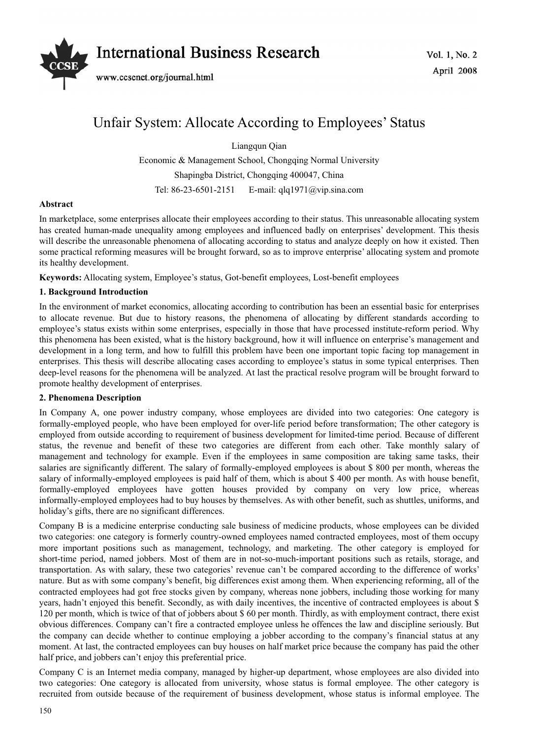# Unfair System: Allocate According to Employees' Status

Liangqun Qian

Economic & Management School, Chongqing Normal University

Shapingba District, Chongqing 400047, China

Tel: 86-23-6501-2151 E-mail: qlq1971@vip.sina.com

**Abstract**

In marketplace, some enterprises allocate their employees according to their status. This unreasonable allocating system has created human-made unequality among employees and influenced badly on enterprises' development. This thesis will describe the unreasonable phenomena of allocating according to status and analyze deeply on how it existed. Then some practical reforming measures will be brought forward, so as to improve enterprise' allocating system and promote its healthy development.

**Keywords:** Allocating system, Employee's status, Got-benefit employees, Lost-benefit employees

## 1. Background Introduction

In the environment of market economics, allocating according to contribution has been an essential basic for enterprises to allocate revenue. But due to history reasons, the phenomena of allocating by different standards according to employee's status exists within some enterprises, especially in those that have processed institute-reform period. Why this phenomena has been existed, what is the history background, how it will influence on enterprise's management and development in a long term, and how to fulfill this problem have been one important topic facing top management in enterprises. This thesis will describe allocating cases according to employee's status in some typical enterprises. Then deep-level reasons for the phenomena will be analyzed. At last the practical resolve program will be brought forward to promote healthy development of enterprises.

## 2. Phenomena Description

In Company A, one power industry company, whose employees are divided into two categories: One category is formally-employed people, who have been employed for over-life period before transformation; The other category is employed from outside according to requirement of business development for limited-time period. Because of different status, the revenue and benefit of these two categories are different from each other. Take monthly salary of management and technology for example. Even if the employees in same composition are taking same tasks, their salaries are significantly different. The salary of formally-employed employees is about $ 800 per month, whereas the salary of informally-employed employees is paid half of them, which is about $ 400 per month. As with house benefit, formally-employed employees have gotten houses provided by company on very low price, whereas informally-employed employees had to buy houses by themselves. As with other benefit, such as shuttles, uniforms, and holiday's gifts, there are no significant differences.

Company B is a medicine enterprise conducting sale business of medicine products, whose employees can be divided two categories: one category is formerly country-owned employees named contracted employees, most of them occupy more important positions such as management, technology, and marketing. The other category is employed for short-time period, named jobbers. Most of them are in not-so-much-important positions such as retails, storage, and transportation. As with salary, these two categories' revenue can't be compared according to the difference of works' nature. But as with some company's benefit, big differences exist among them. When experiencing reforming, all of the contracted employees had got free stocks given by company, whereas none jobbers, including those working for many years, hadn't enjoyed this benefit. Secondly, as with daily incentives, the incentive of contracted employees is about $ 120 per month, which is twice of that of jobbers about $ 60 per month. Thirdly, as with employment contract, there exist obvious differences. Company can't fire a contracted employee unless he offences the law and discipline seriously. But the company can decide whether to continue employing a jobber according to the company's financial status at any moment. At last, the contracted employees can buy houses on half market price because the company has paid the other half price, and jobbers can't enjoy this preferential price.

Company C is an Internet media company, managed by higher-up department, whose employees are also divided into two categories: One category is allocated from university, whose status is formal employee. The other category is recruited from outside because of the requirement of business development, whose status is informal employee. The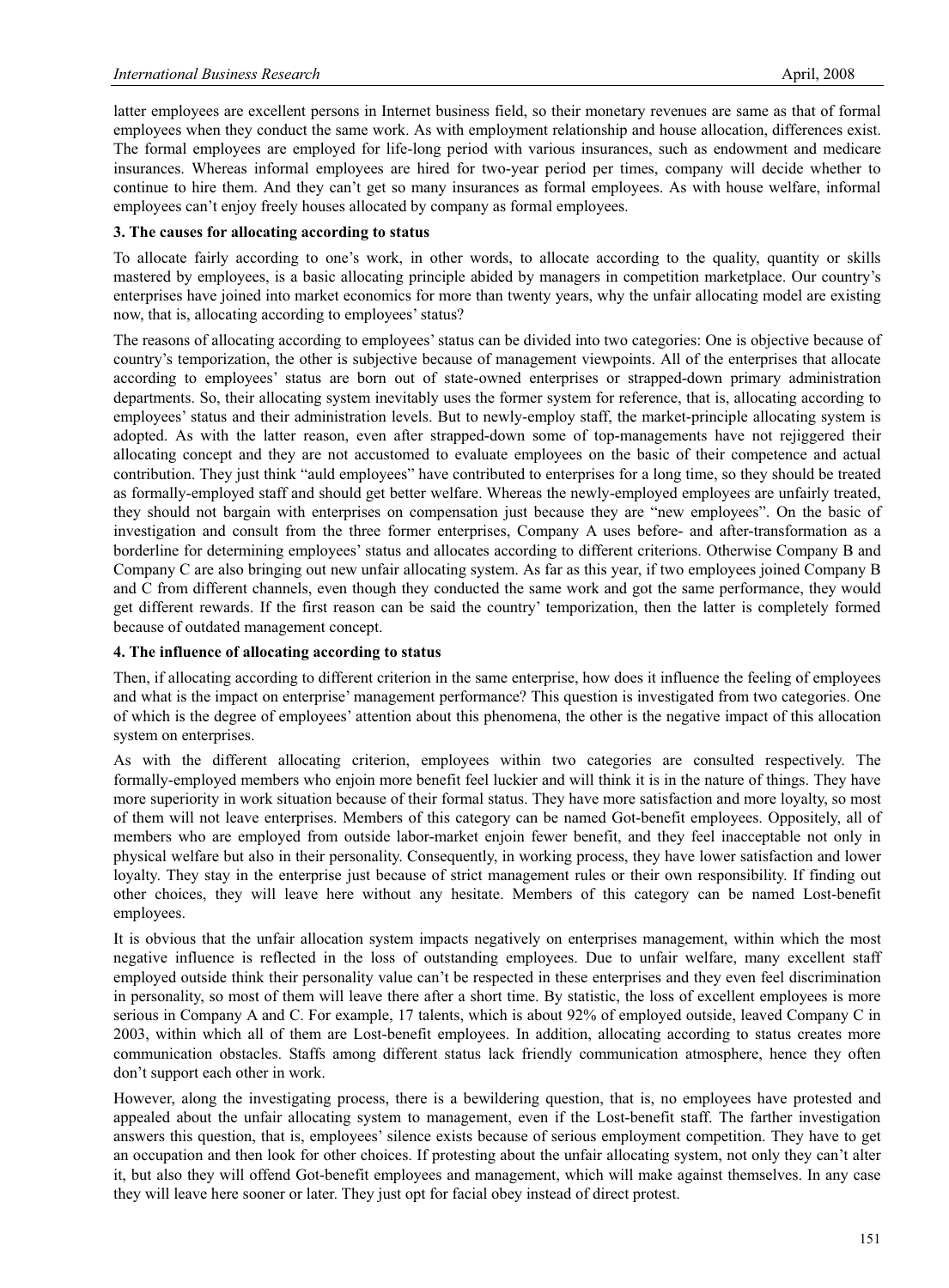latter employees are excellent persons in Internet business field, so their monetary revenues are same as that of formal employees when they conduct the same work. As with employment relationship and house allocation, differences exist. The formal employees are employed for life-long period with various insurances, such as endowment and medicare insurances. Whereas informal employees are hired for two-year period per times, company will decide whether to continue to hire them. And they can't get so many insurances as formal employees. As with house welfare, informal employees can't enjoy freely houses allocated by company as formal employees.

### 3. The causes for allocating according to status

To allocate fairly according to one's work, in other words, to allocate according to the quality, quantity or skills mastered by employees, is a basic allocating principle abided by managers in competition marketplace. Our country's enterprises have joined into market economics for more than twenty years, why the unfair allocating model are existing now, that is, allocating according to employees' status?

The reasons of allocating according to employees' status can be divided into two categories: One is objective because of country's temporization, the other is subjective because of management viewpoints. All of the enterprises that allocate according to employees' status are born out of state-owned enterprises or strapped-down primary administration departments. So, their allocating system inevitably uses the former system for reference, that is, allocating according to employees' status and their administration levels. But to newly-employ staff, the market-principle allocating system is adopted. As with the latter reason, even after strapped-down some of top-managements have not rejiggered their allocating concept and they are not accustomed to evaluate employees on the basic of their competence and actual contribution. They just think "auld employees" have contributed to enterprises for a long time, so they should be treated as formally-employed staff and should get better welfare. Whereas the newly-employed employees are unfairly treated, they should not bargain with enterprises on compensation just because they are "new employees". On the basic of investigation and consult from the three former enterprises, Company A uses before- and after-transformation as a borderline for determining employees' status and allocates according to different criterions. Otherwise Company B and Company C are also bringing out new unfair allocating system. As far as this year, if two employees joined Company B and C from different channels, even though they conducted the same work and got the same performance, they would get different rewards. If the first reason can be said the country' temporization, then the latter is completely formed because of outdated management concept.

### 4. The influence of allocating according to status

Then, if allocating according to different criterion in the same enterprise, how does it influence the feeling of employees and what is the impact on enterprise' management performance? This question is investigated from two categories. One of which is the degree of employees' attention about this phenomena, the other is the negative impact of this allocation system on enterprises.

As with the different allocating criterion, employees within two categories are consulted respectively. The formally-employed members who enjoin more benefit feel luckier and will think it is in the nature of things. They have more superiority in work situation because of their formal status. They have more satisfaction and more loyalty, so most of them will not leave enterprises. Members of this category can be named Got-benefit employees. Oppositely, all of members who are employed from outside labor-market enjoin fewer benefit, and they feel inacceptable not only in physical welfare but also in their personality. Consequently, in working process, they have lower satisfaction and lower loyalty. They stay in the enterprise just because of strict management rules or their own responsibility. If finding out other choices, they will leave here without any hesitate. Members of this category can be named Lost-benefit employees.

It is obvious that the unfair allocation system impacts negatively on enterprises management, within which the most negative influence is reflected in the loss of outstanding employees. Due to unfair welfare, many excellent staff employed outside think their personality value can't be respected in these enterprises and they even feel discrimination in personality, so most of them will leave there after a short time. By statistic, the loss of excellent employees is more serious in Company A and C. For example, 17 talents, which is about 92% of employed outside, leaved Company C in 2003, within which all of them are Lost-benefit employees. In addition, allocating according to status creates more communication obstacles. Staffs among different status lack friendly communication atmosphere, hence they often don't support each other in work.

However, along the investigating process, there is a bewildering question, that is, no employees have protested and appealed about the unfair allocating system to management, even if the Lost-benefit staff. The farther investigation answers this question, that is, employees' silence exists because of serious employment competition. They have to get an occupation and then look for other choices. If protesting about the unfair allocating system, not only they can't alter it, but also they will offend Got-benefit employees and management, which will make against themselves. In any case they will leave here sooner or later. They just opt for facial obey instead of direct protest.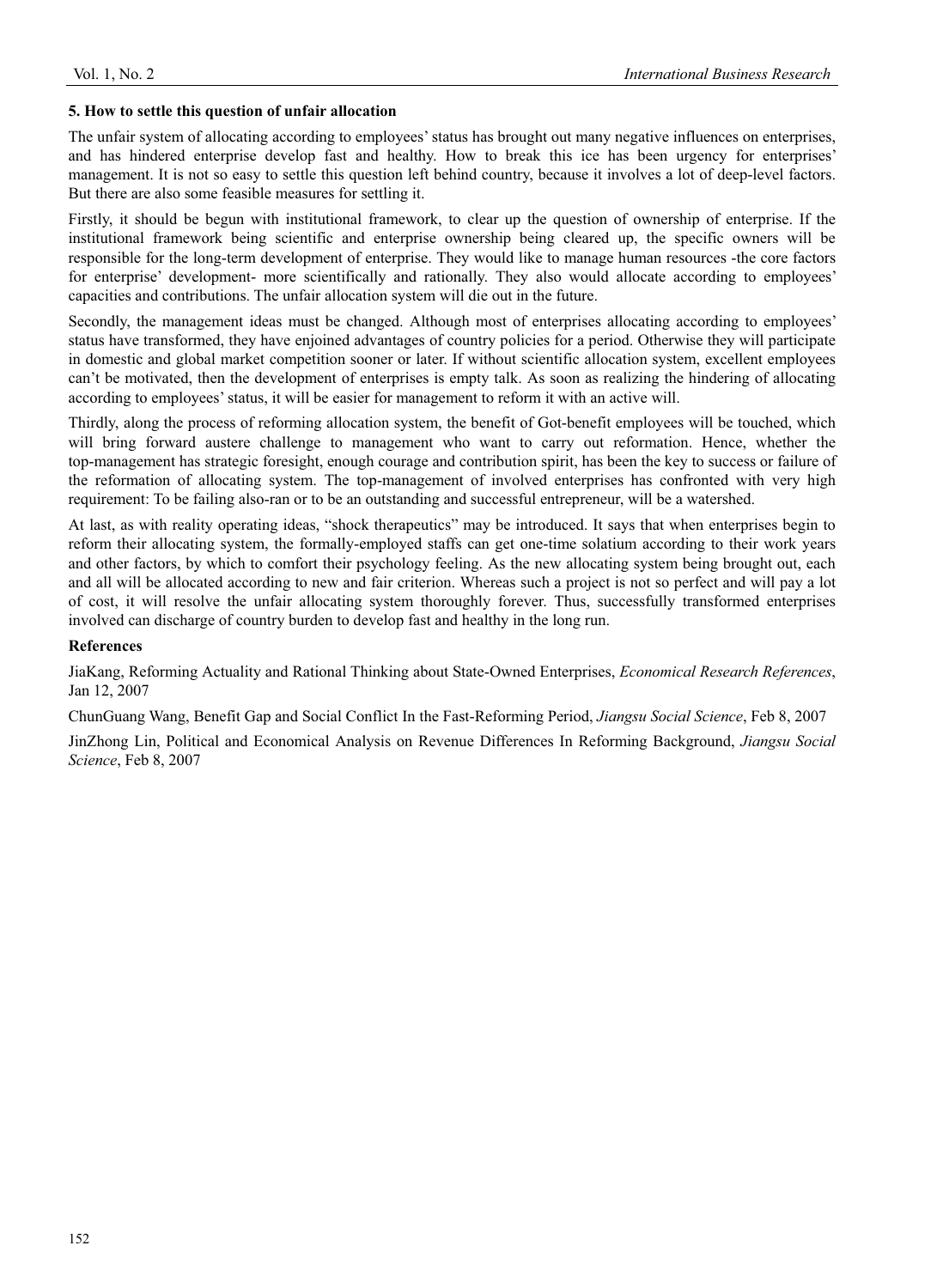## 5. How to settle this question of unfair allocation

The unfair system of allocating according to employees' status has brought out many negative influences on enterprises, and has hindered enterprise develop fast and healthy. How to break this ice has been urgency for enterprises' management. It is not so easy to settle this question left behind country, because it involves a lot of deep-level factors. But there are also some feasible measures for settling it.

Firstly, it should be begun with institutional framework, to clear up the question of ownership of enterprise. If the institutional framework being scientific and enterprise ownership being cleared up, the specific owners will be responsible for the long-term development of enterprise. They would like to manage human resources -the core factors for enterprise' development- more scientifically and rationally. They also would allocate according to employees' capacities and contributions. The unfair allocation system will die out in the future.

Secondly, the management ideas must be changed. Although most of enterprises allocating according to employees' status have transformed, they have enjoined advantages of country policies for a period. Otherwise they will participate in domestic and global market competition sooner or later. If without scientific allocation system, excellent employees can't be motivated, then the development of enterprises is empty talk. As soon as realizing the hindering of allocating according to employees' status, it will be easier for management to reform it with an active will.

Thirdly, along the process of reforming allocation system, the benefit of Got-benefit employees will be touched, which will bring forward austere challenge to management who want to carry out reformation. Hence, whether the top-management has strategic foresight, enough courage and contribution spirit, has been the key to success or failure of the reformation of allocating system. The top-management of involved enterprises has confronted with very high requirement: To be failing also-ran or to be an outstanding and successful entrepreneur, will be a watershed.

At last, as with reality operating ideas, "shock therapeutics" may be introduced. It says that when enterprises begin to reform their allocating system, the formally-employed staffs can get one-time solatium according to their work years and other factors, by which to comfort their psychology feeling. As the new allocating system being brought out, each and all will be allocated according to new and fair criterion. Whereas such a project is not so perfect and will pay a lot of cost, it will resolve the unfair allocating system thoroughly forever. Thus, successfully transformed enterprises involved can discharge of country burden to develop fast and healthy in the long run.

## References

JiaKang, Reforming Actuality and Rational Thinking about State-Owned Enterprises, *Economical Research References*, Jan 12, 2007

ChunGuang Wang, Benefit Gap and Social Conflict In the Fast-Reforming Period, *Jiangsu Social Science*, Feb 8, 2007

JinZhong Lin, Political and Economical Analysis on Revenue Differences In Reforming Background, *Jiangsu Social Science*, Feb 8, 2007